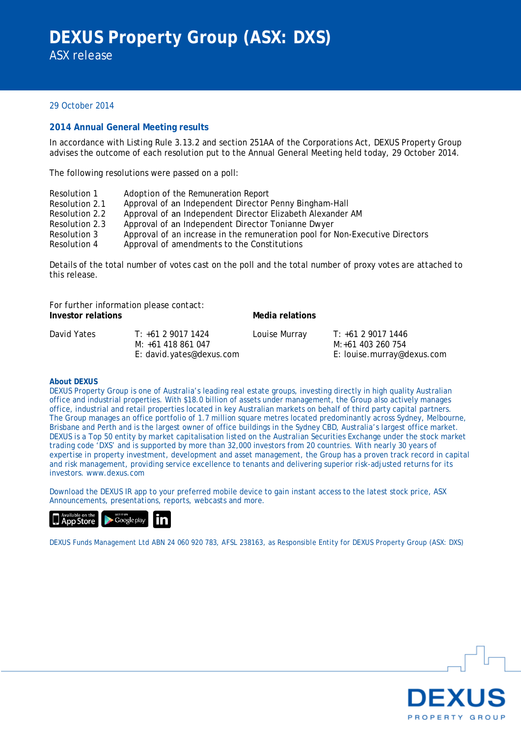# DEXUS Property Group (ASX: DXS)

ASX release

29 October 2014

## 2014 Annual General Meeting results

In accordance with Listing Rule 3.13.2 and section 251AA of the Corporations Act, DEXUS Property Group advises the outcome of each resolution put to the Annual General Meeting held today, 29 October 2014.

The following resolutions were passed on a poll:

| | |
|---|---|
| Resolution 1 | Adoption of the Remuneration Report |
| Resolution 2.1 | Approval of an Independent Director Penny Bingham-Hall |
| Resolution 2.2 | Approval of an Independent Director Elizabeth Alexander AM |
| Resolution 2.3 | Approval of an Independent Director Tonianne Dwyer |
| Resolution 3 | Approval of an increase in the remuneration pool for Non-Executive Directors |
| Resolution 4 | Approval of amendments to the Constitutions |

Details of the total number of votes cast on the poll and the total number of proxy votes are attached to this release.

For further information please contact:

**Investor relations**

David Yates
T: +61 2 9017 1424
M: +61 418 861 047
E: david.yates@dexus.com

**Media relations**

Louise Murray
T: +61 2 9017 1446
M: +61 403 260 754
E: louise.murray@dexus.com

### About DEXUS

DEXUS Property Group is one of Australia's leading real estate groups, investing directly in high quality Australian office and industrial properties. With $18.0 billion of assets under management, the Group also actively manages office, industrial and retail properties located in key Australian markets on behalf of third party capital partners. The Group manages an office portfolio of 1.7 million square metres located predominantly across Sydney, Melbourne, Brisbane and Perth and is the largest owner of office buildings in the Sydney CBD, Australia's largest office market. DEXUS is a Top 50 entity by market capitalisation listed on the Australian Securities Exchange under the stock market trading code 'DXS' and is supported by more than 32,000 investors from 20 countries. With nearly 30 years of expertise in property investment, development and asset management, the Group has a proven track record in capital and risk management, providing service excellence to tenants and delivering superior risk-adjusted returns for its investors. www.dexus.com

Download the DEXUS IR app to your preferred mobile device to gain instant access to the latest stock price, ASX Announcements, presentations, reports, webcasts and more.

DEXUS Funds Management Ltd ABN 24 060 920 783, AFSL 238163, as Responsible Entity for DEXUS Property Group (ASX: DXS)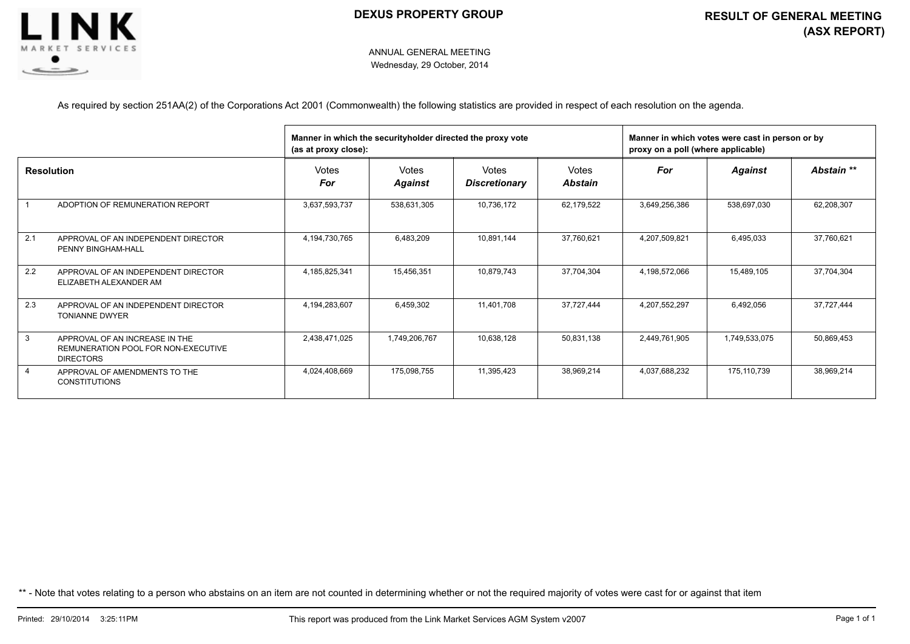**DEXUS PROPERTY GROUP**

**RESULT OF GENERAL MEETING (ASX REPORT)**

ANNUAL GENERAL MEETING
Wednesday, 29 October, 2014

As required by section 251AA(2) of the Corporations Act 2001 (Commonwealth) the following statistics are provided in respect of each resolution on the agenda.

| Resolution | | Manner in which the securityholder directed the proxy vote (as at proxy close): | | | | Manner in which votes were cast in person or by proxy on a poll (where applicable) | | |
|---|---|---|---|---|---|---|---|---|
| | | Votes *For* | Votes *Against* | Votes *Discretionary* | Votes *Abstain* | *For* | *Against* | *Abstain* ** |
| 1 | ADOPTION OF REMUNERATION REPORT | 3,637,593,737 | 538,631,305 | 10,736,172 | 62,179,522 | 3,649,256,386 | 538,697,030 | 62,208,307 |
| 2.1 | APPROVAL OF AN INDEPENDENT DIRECTOR PENNY BINGHAM-HALL | 4,194,730,765 | 6,483,209 | 10,891,144 | 37,760,621 | 4,207,509,821 | 6,495,033 | 37,760,621 |
| 2.2 | APPROVAL OF AN INDEPENDENT DIRECTOR ELIZABETH ALEXANDER AM | 4,185,825,341 | 15,456,351 | 10,879,743 | 37,704,304 | 4,198,572,066 | 15,489,105 | 37,704,304 |
| 2.3 | APPROVAL OF AN INDEPENDENT DIRECTOR TONIANNE DWYER | 4,194,283,607 | 6,459,302 | 11,401,708 | 37,727,444 | 4,207,552,297 | 6,492,056 | 37,727,444 |
| 3 | APPROVAL OF AN INCREASE IN THE REMUNERATION POOL FOR NON-EXECUTIVE DIRECTORS | 2,438,471,025 | 1,749,206,767 | 10,638,128 | 50,831,138 | 2,449,761,905 | 1,749,533,075 | 50,869,453 |
| 4 | APPROVAL OF AMENDMENTS TO THE CONSTITUTIONS | 4,024,408,669 | 175,098,755 | 11,395,423 | 38,969,214 | 4,037,688,232 | 175,110,739 | 38,969,214 |

** - Note that votes relating to a person who abstains on an item are not counted in determining whether or not the required majority of votes were cast for or against that item

Printed: 29/10/2014 3:25:11PM

This report was produced from the Link Market Services AGM System v2007